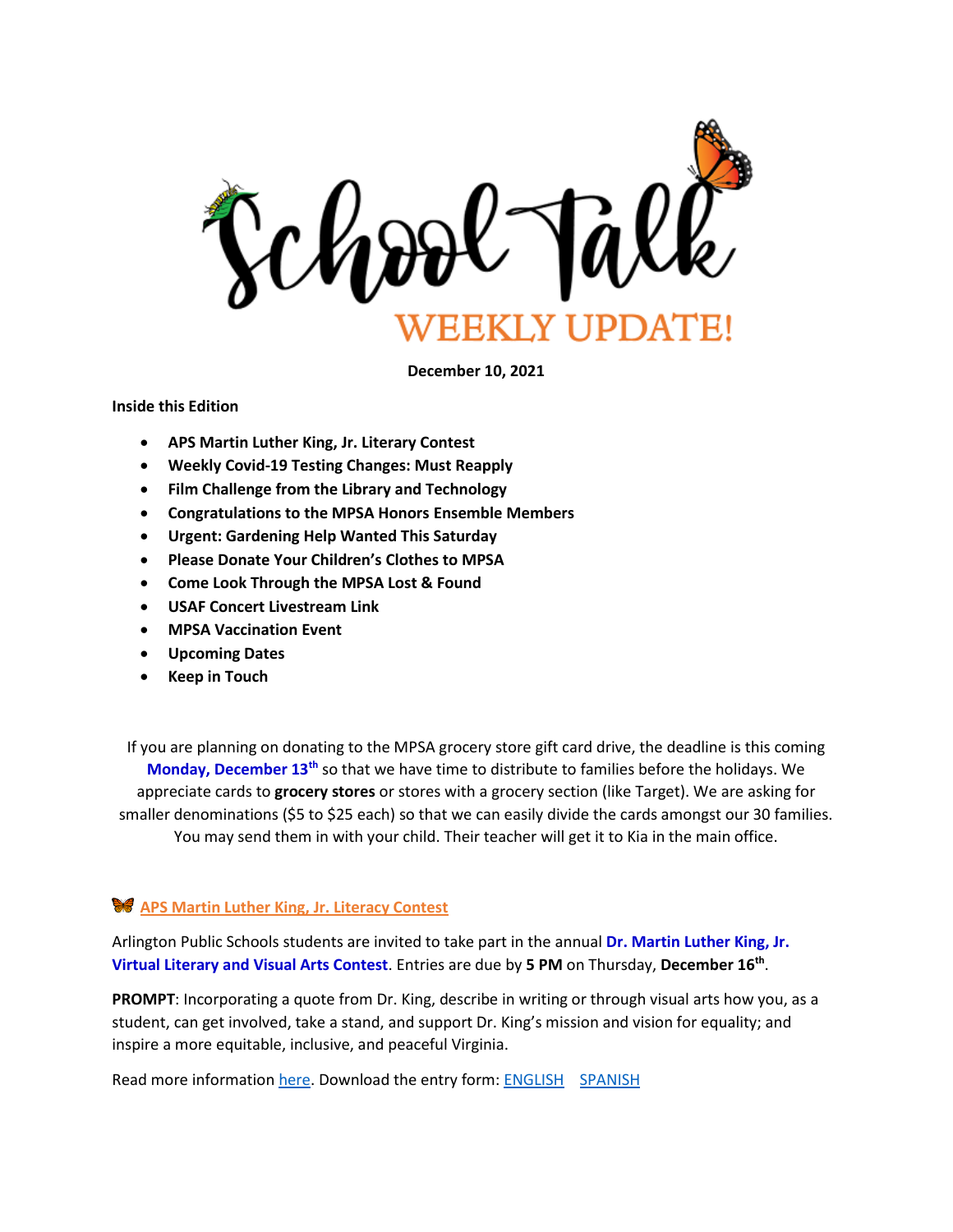# School Talk

## WEEKLY UPDATE!

**December 10, 2021**

**Inside this Edition**

- **APS Martin Luther King, Jr. Literary Contest**
- **Weekly Covid-19 Testing Changes: Must Reapply**
- **Film Challenge from the Library and Technology**
- **Congratulations to the MPSA Honors Ensemble Members**
- **Urgent: Gardening Help Wanted This Saturday**
- **Please Donate Your Children's Clothes to MPSA**
- **Come Look Through the MPSA Lost & Found**
- **USAF Concert Livestream Link**
- **MPSA Vaccination Event**
- **Upcoming Dates**
- **Keep in Touch**

If you are planning on donating to the MPSA grocery store gift card drive, the deadline is this coming **Monday, December 13th** so that we have time to distribute to families before the holidays. We appreciate cards to **grocery stores** or stores with a grocery section (like Target). We are asking for smaller denominations ($5 to $25 each) so that we can easily divide the cards amongst our 30 families. You may send them in with your child. Their teacher will get it to Kia in the main office.

### APS Martin Luther King, Jr. Literacy Contest

Arlington Public Schools students are invited to take part in the annual **Dr. Martin Luther King, Jr. Virtual Literary and Visual Arts Contest**. Entries are due by **5 PM** on Thursday, **December 16th**.

**PROMPT**: Incorporating a quote from Dr. King, describe in writing or through visual arts how you, as a student, can get involved, take a stand, and support Dr. King's mission and vision for equality; and inspire a more equitable, inclusive, and peaceful Virginia.

Read more information here. Download the entry form: ENGLISH SPANISH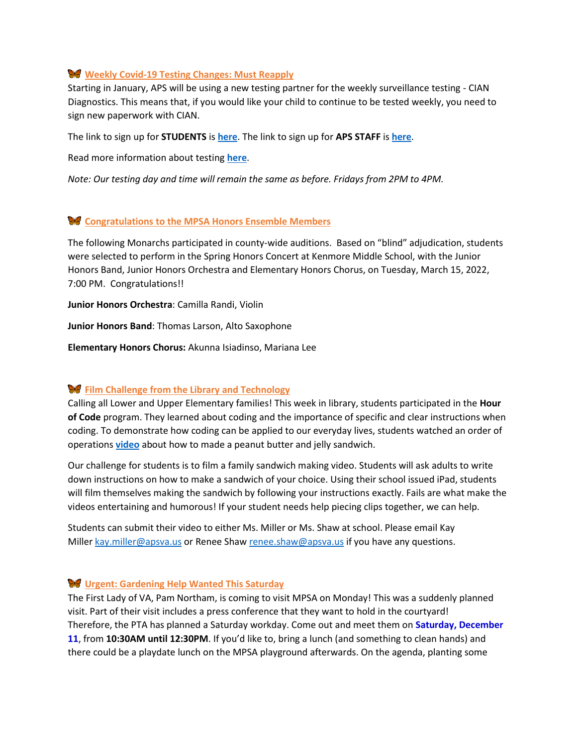### 🦋 Weekly Covid-19 Testing Changes: Must Reapply

Starting in January, APS will be using a new testing partner for the weekly surveillance testing - CIAN Diagnostics. This means that, if you would like your child to continue to be tested weekly, you need to sign new paperwork with CIAN.

The link to sign up for **STUDENTS** is **here**. The link to sign up for **APS STAFF** is **here**.

Read more information about testing **here**.

*Note: Our testing day and time will remain the same as before. Fridays from 2PM to 4PM.*

### 🦋 Congratulations to the MPSA Honors Ensemble Members

The following Monarchs participated in county-wide auditions. Based on "blind" adjudication, students were selected to perform in the Spring Honors Concert at Kenmore Middle School, with the Junior Honors Band, Junior Honors Orchestra and Elementary Honors Chorus, on Tuesday, March 15, 2022, 7:00 PM. Congratulations!!

**Junior Honors Orchestra**: Camilla Randi, Violin

**Junior Honors Band**: Thomas Larson, Alto Saxophone

**Elementary Honors Chorus:** Akunna Isiadinso, Mariana Lee

### 🦋 Film Challenge from the Library and Technology

Calling all Lower and Upper Elementary families! This week in library, students participated in the **Hour of Code** program. They learned about coding and the importance of specific and clear instructions when coding. To demonstrate how coding can be applied to our everyday lives, students watched an order of operations **video** about how to made a peanut butter and jelly sandwich.

Our challenge for students is to film a family sandwich making video. Students will ask adults to write down instructions on how to make a sandwich of your choice. Using their school issued iPad, students will film themselves making the sandwich by following your instructions exactly. Fails are what make the videos entertaining and humorous! If your student needs help piecing clips together, we can help.

Students can submit their video to either Ms. Miller or Ms. Shaw at school. Please email Kay Miller kay.miller@apsva.us or Renee Shaw renee.shaw@apsva.us if you have any questions.

### 🦋 Urgent: Gardening Help Wanted This Saturday

The First Lady of VA, Pam Northam, is coming to visit MPSA on Monday! This was a suddenly planned visit. Part of their visit includes a press conference that they want to hold in the courtyard! Therefore, the PTA has planned a Saturday workday. Come out and meet them on **Saturday, December 11**, from **10:30AM until 12:30PM**. If you'd like to, bring a lunch (and something to clean hands) and there could be a playdate lunch on the MPSA playground afterwards. On the agenda, planting some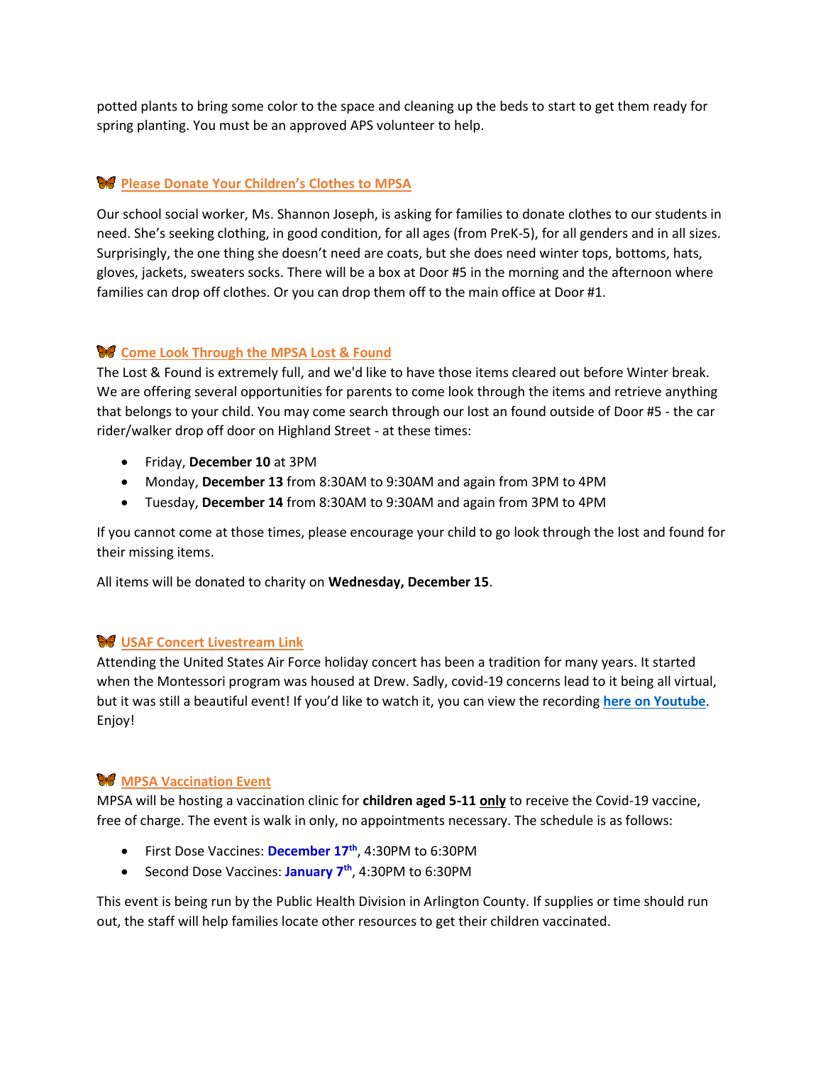potted plants to bring some color to the space and cleaning up the beds to start to get them ready for spring planting. You must be an approved APS volunteer to help.

### 🦋 Please Donate Your Children's Clothes to MPSA

Our school social worker, Ms. Shannon Joseph, is asking for families to donate clothes to our students in need. She's seeking clothing, in good condition, for all ages (from PreK-5), for all genders and in all sizes. Surprisingly, the one thing she doesn't need are coats, but she does need winter tops, bottoms, hats, gloves, jackets, sweaters socks. There will be a box at Door #5 in the morning and the afternoon where families can drop off clothes. Or you can drop them off to the main office at Door #1.

### 🦋 Come Look Through the MPSA Lost & Found

The Lost & Found is extremely full, and we'd like to have those items cleared out before Winter break. We are offering several opportunities for parents to come look through the items and retrieve anything that belongs to your child. You may come search through our lost an found outside of Door #5 - the car rider/walker drop off door on Highland Street - at these times:

- Friday, **December 10** at 3PM
- Monday, **December 13** from 8:30AM to 9:30AM and again from 3PM to 4PM
- Tuesday, **December 14** from 8:30AM to 9:30AM and again from 3PM to 4PM

If you cannot come at those times, please encourage your child to go look through the lost and found for their missing items.

All items will be donated to charity on **Wednesday, December 15**.

### 🦋 USAF Concert Livestream Link

Attending the United States Air Force holiday concert has been a tradition for many years. It started when the Montessori program was housed at Drew. Sadly, covid-19 concerns lead to it being all virtual, but it was still a beautiful event! If you'd like to watch it, you can view the recording **here on Youtube**. Enjoy!

### 🦋 MPSA Vaccination Event

MPSA will be hosting a vaccination clinic for **children aged 5-11 only** to receive the Covid-19 vaccine, free of charge. The event is walk in only, no appointments necessary. The schedule is as follows:

- First Dose Vaccines: **December 17th**, 4:30PM to 6:30PM
- Second Dose Vaccines: **January 7th**, 4:30PM to 6:30PM

This event is being run by the Public Health Division in Arlington County. If supplies or time should run out, the staff will help families locate other resources to get their children vaccinated.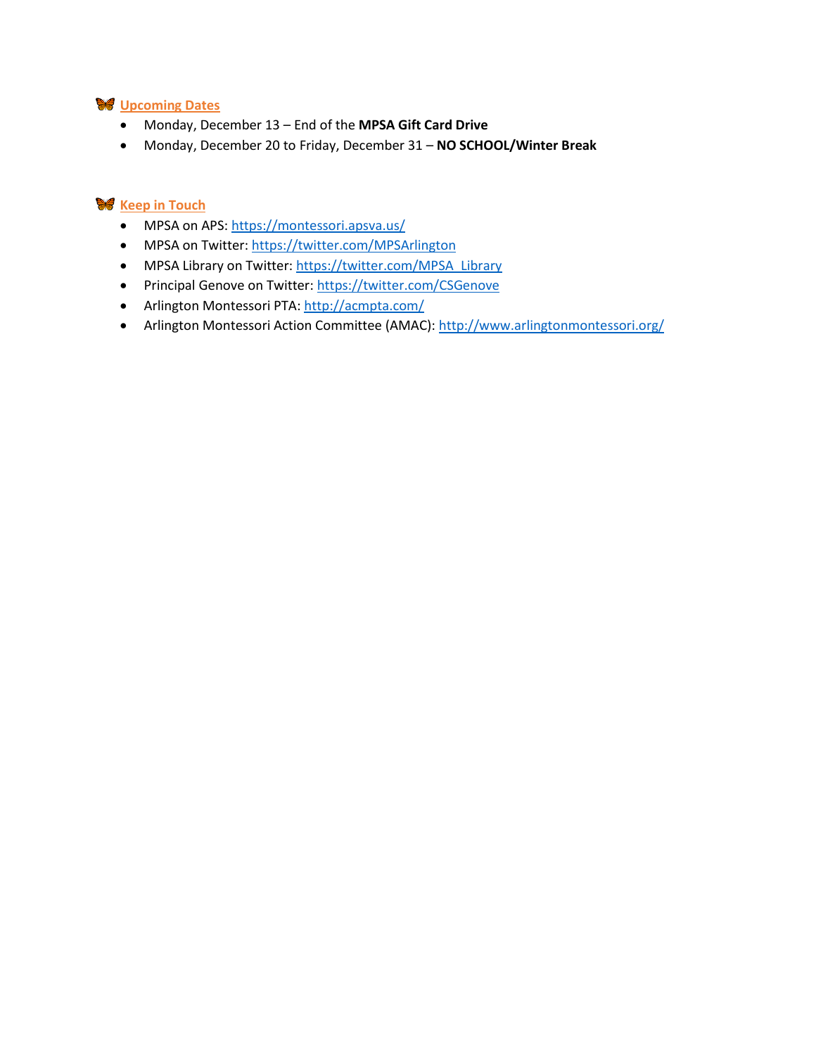## Upcoming Dates

- Monday, December 13 – End of the **MPSA Gift Card Drive**
- Monday, December 20 to Friday, December 31 – **NO SCHOOL/Winter Break**

## Keep in Touch

- MPSA on APS: https://montessori.apsva.us/
- MPSA on Twitter: https://twitter.com/MPSArlington
- MPSA Library on Twitter: https://twitter.com/MPSA_Library
- Principal Genove on Twitter: https://twitter.com/CSGenove
- Arlington Montessori PTA: http://acmpta.com/
- Arlington Montessori Action Committee (AMAC): http://www.arlingtonmontessori.org/